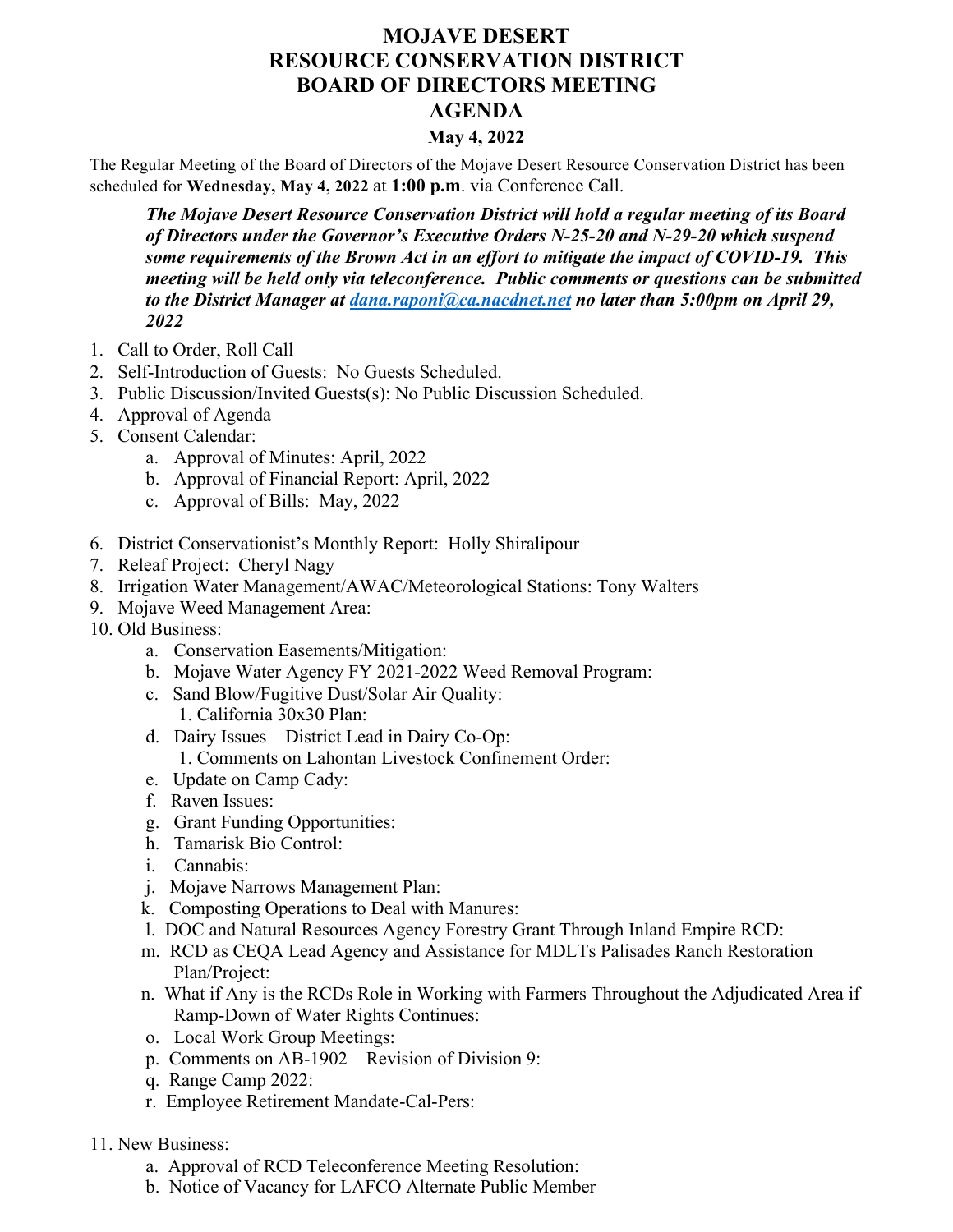# MOJAVE DESERT
# RESOURCE CONSERVATION DISTRICT
# BOARD OF DIRECTORS MEETING
# AGENDA

**May 4, 2022**

The Regular Meeting of the Board of Directors of the Mojave Desert Resource Conservation District has been scheduled for **Wednesday, May 4, 2022** at **1:00 p.m**. via Conference Call.

> ***The Mojave Desert Resource Conservation District will hold a regular meeting of its Board of Directors under the Governor's Executive Orders N-25-20 and N-29-20 which suspend some requirements of the Brown Act in an effort to mitigate the impact of COVID-19. This meeting will be held only via teleconference. Public comments or questions can be submitted to the District Manager at dana.raponi@ca.nacdnet.net no later than 5:00pm on April 29, 2022***

1. Call to Order, Roll Call
2. Self-Introduction of Guests: No Guests Scheduled.
3. Public Discussion/Invited Guests(s): No Public Discussion Scheduled.
4. Approval of Agenda
5. Consent Calendar:
   a. Approval of Minutes: April, 2022
   b. Approval of Financial Report: April, 2022
   c. Approval of Bills: May, 2022
6. District Conservationist's Monthly Report: Holly Shiralipour
7. Releaf Project: Cheryl Nagy
8. Irrigation Water Management/AWAC/Meteorological Stations: Tony Walters
9. Mojave Weed Management Area:
10. Old Business:
    a. Conservation Easements/Mitigation:
    b. Mojave Water Agency FY 2021-2022 Weed Removal Program:
    c. Sand Blow/Fugitive Dust/Solar Air Quality:
       1. California 30x30 Plan:
    d. Dairy Issues – District Lead in Dairy Co-Op:
       1. Comments on Lahontan Livestock Confinement Order:
    e. Update on Camp Cady:
    f. Raven Issues:
    g. Grant Funding Opportunities:
    h. Tamarisk Bio Control:
    i. Cannabis:
    j. Mojave Narrows Management Plan:
    k. Composting Operations to Deal with Manures:
    l. DOC and Natural Resources Agency Forestry Grant Through Inland Empire RCD:
    m. RCD as CEQA Lead Agency and Assistance for MDLTs Palisades Ranch Restoration Plan/Project:
    n. What if Any is the RCDs Role in Working with Farmers Throughout the Adjudicated Area if Ramp-Down of Water Rights Continues:
    o. Local Work Group Meetings:
    p. Comments on AB-1902 – Revision of Division 9:
    q. Range Camp 2022:
    r. Employee Retirement Mandate-Cal-Pers:
11. New Business:
    a. Approval of RCD Teleconference Meeting Resolution:
    b. Notice of Vacancy for LAFCO Alternate Public Member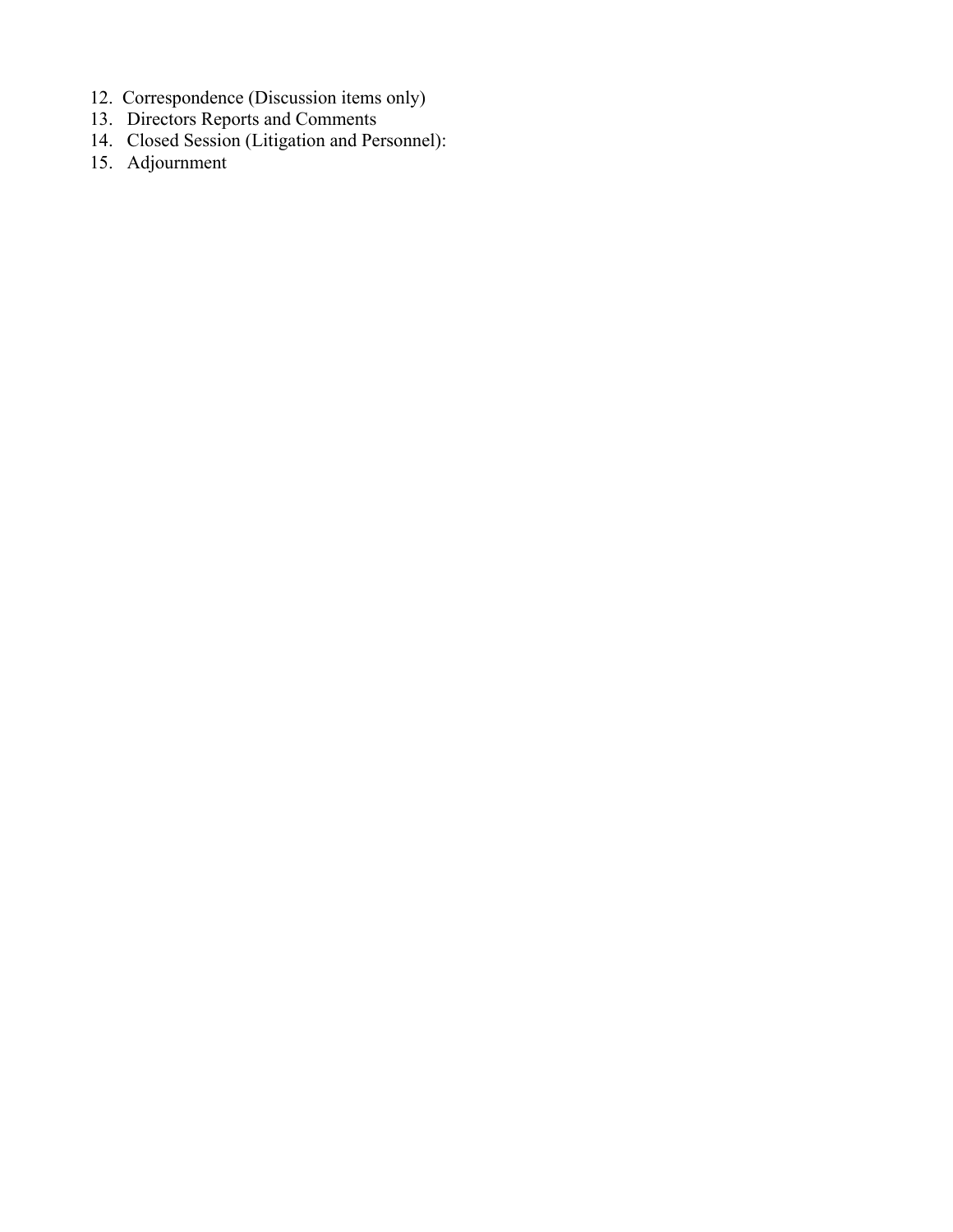12. Correspondence (Discussion items only)
13. Directors Reports and Comments
14. Closed Session (Litigation and Personnel):
15. Adjournment